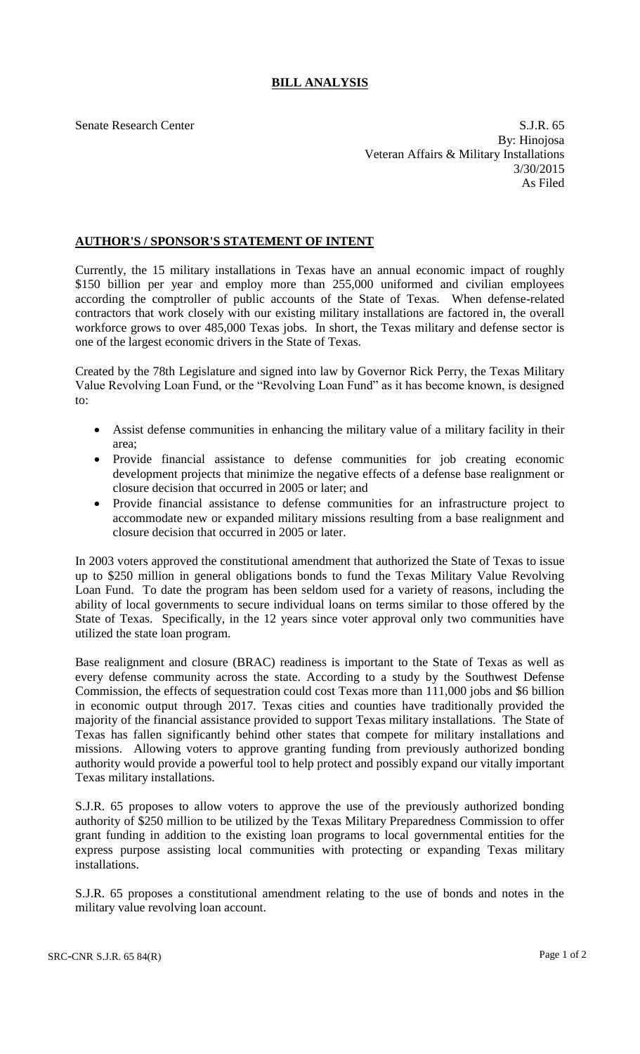# BILL ANALYSIS

Senate Research Center

S.J.R. 65
By: Hinojosa
Veteran Affairs & Military Installations
3/30/2015
As Filed

## AUTHOR'S / SPONSOR'S STATEMENT OF INTENT

Currently, the 15 military installations in Texas have an annual economic impact of roughly $150 billion per year and employ more than 255,000 uniformed and civilian employees according the comptroller of public accounts of the State of Texas. When defense-related contractors that work closely with our existing military installations are factored in, the overall workforce grows to over 485,000 Texas jobs. In short, the Texas military and defense sector is one of the largest economic drivers in the State of Texas.

Created by the 78th Legislature and signed into law by Governor Rick Perry, the Texas Military Value Revolving Loan Fund, or the "Revolving Loan Fund" as it has become known, is designed to:

- Assist defense communities in enhancing the military value of a military facility in their area;
- Provide financial assistance to defense communities for job creating economic development projects that minimize the negative effects of a defense base realignment or closure decision that occurred in 2005 or later; and
- Provide financial assistance to defense communities for an infrastructure project to accommodate new or expanded military missions resulting from a base realignment and closure decision that occurred in 2005 or later.

In 2003 voters approved the constitutional amendment that authorized the State of Texas to issue up to $250 million in general obligations bonds to fund the Texas Military Value Revolving Loan Fund. To date the program has been seldom used for a variety of reasons, including the ability of local governments to secure individual loans on terms similar to those offered by the State of Texas. Specifically, in the 12 years since voter approval only two communities have utilized the state loan program.

Base realignment and closure (BRAC) readiness is important to the State of Texas as well as every defense community across the state. According to a study by the Southwest Defense Commission, the effects of sequestration could cost Texas more than 111,000 jobs and $6 billion in economic output through 2017. Texas cities and counties have traditionally provided the majority of the financial assistance provided to support Texas military installations. The State of Texas has fallen significantly behind other states that compete for military installations and missions. Allowing voters to approve granting funding from previously authorized bonding authority would provide a powerful tool to help protect and possibly expand our vitally important Texas military installations.

S.J.R. 65 proposes to allow voters to approve the use of the previously authorized bonding authority of $250 million to be utilized by the Texas Military Preparedness Commission to offer grant funding in addition to the existing loan programs to local governmental entities for the express purpose assisting local communities with protecting or expanding Texas military installations.

S.J.R. 65 proposes a constitutional amendment relating to the use of bonds and notes in the military value revolving loan account.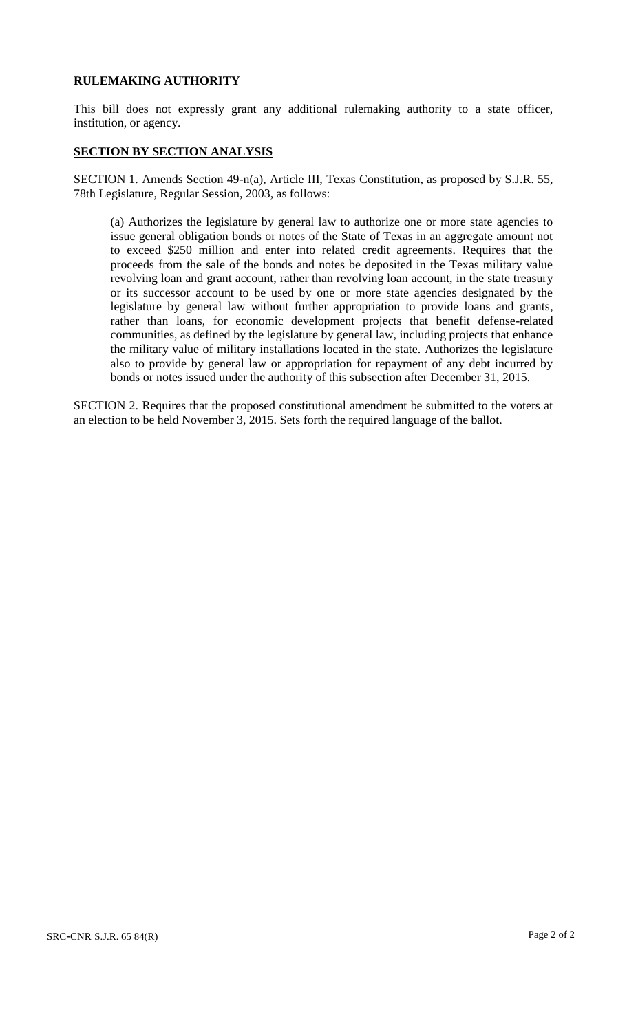## **RULEMAKING AUTHORITY**

This bill does not expressly grant any additional rulemaking authority to a state officer, institution, or agency.

## **SECTION BY SECTION ANALYSIS**

SECTION 1. Amends Section 49-n(a), Article III, Texas Constitution, as proposed by S.J.R. 55, 78th Legislature, Regular Session, 2003, as follows:

(a) Authorizes the legislature by general law to authorize one or more state agencies to issue general obligation bonds or notes of the State of Texas in an aggregate amount not to exceed $250 million and enter into related credit agreements. Requires that the proceeds from the sale of the bonds and notes be deposited in the Texas military value revolving loan and grant account, rather than revolving loan account, in the state treasury or its successor account to be used by one or more state agencies designated by the legislature by general law without further appropriation to provide loans and grants, rather than loans, for economic development projects that benefit defense-related communities, as defined by the legislature by general law, including projects that enhance the military value of military installations located in the state. Authorizes the legislature also to provide by general law or appropriation for repayment of any debt incurred by bonds or notes issued under the authority of this subsection after December 31, 2015.

SECTION 2. Requires that the proposed constitutional amendment be submitted to the voters at an election to be held November 3, 2015. Sets forth the required language of the ballot.

SRC-CNR S.J.R. 65 84(R)